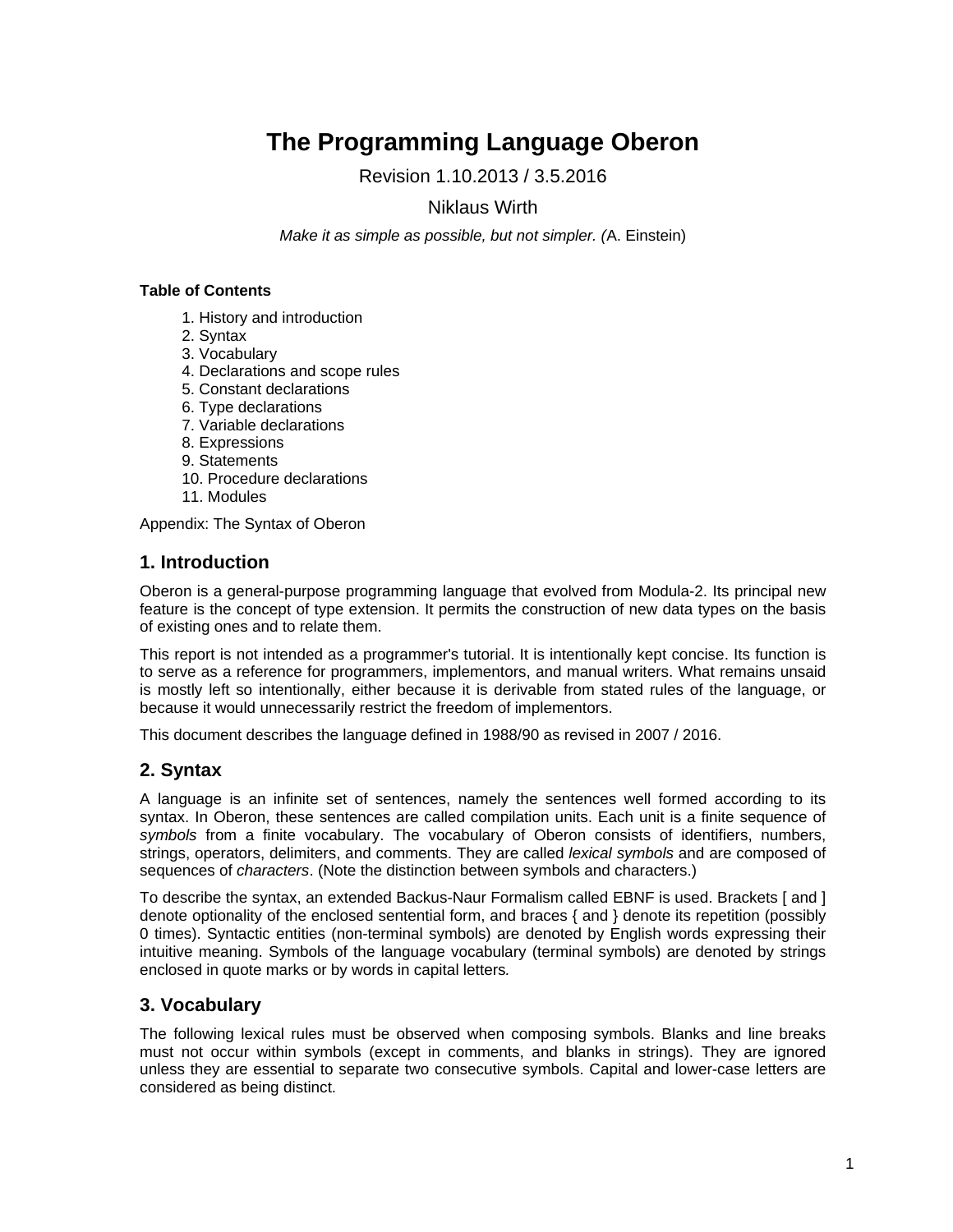# The Programming Language Oberon

Revision 1.10.2013 / 3.5.2016

Niklaus Wirth

*Make it as simple as possible, but not simpler. (*A. Einstein)

**Table of Contents**

1. History and introduction
2. Syntax
3. Vocabulary
4. Declarations and scope rules
5. Constant declarations
6. Type declarations
7. Variable declarations
8. Expressions
9. Statements
10. Procedure declarations
11. Modules

Appendix: The Syntax of Oberon

## 1. Introduction

Oberon is a general-purpose programming language that evolved from Modula-2. Its principal new feature is the concept of type extension. It permits the construction of new data types on the basis of existing ones and to relate them.

This report is not intended as a programmer's tutorial. It is intentionally kept concise. Its function is to serve as a reference for programmers, implementors, and manual writers. What remains unsaid is mostly left so intentionally, either because it is derivable from stated rules of the language, or because it would unnecessarily restrict the freedom of implementors.

This document describes the language defined in 1988/90 as revised in 2007 / 2016.

## 2. Syntax

A language is an infinite set of sentences, namely the sentences well formed according to its syntax. In Oberon, these sentences are called compilation units. Each unit is a finite sequence of *symbols* from a finite vocabulary. The vocabulary of Oberon consists of identifiers, numbers, strings, operators, delimiters, and comments. They are called *lexical symbols* and are composed of sequences of *characters*. (Note the distinction between symbols and characters.)

To describe the syntax, an extended Backus-Naur Formalism called EBNF is used. Brackets [ and ] denote optionality of the enclosed sentential form, and braces { and } denote its repetition (possibly 0 times). Syntactic entities (non-terminal symbols) are denoted by English words expressing their intuitive meaning. Symbols of the language vocabulary (terminal symbols) are denoted by strings enclosed in quote marks or by words in capital letters.

## 3. Vocabulary

The following lexical rules must be observed when composing symbols. Blanks and line breaks must not occur within symbols (except in comments, and blanks in strings). They are ignored unless they are essential to separate two consecutive symbols. Capital and lower-case letters are considered as being distinct.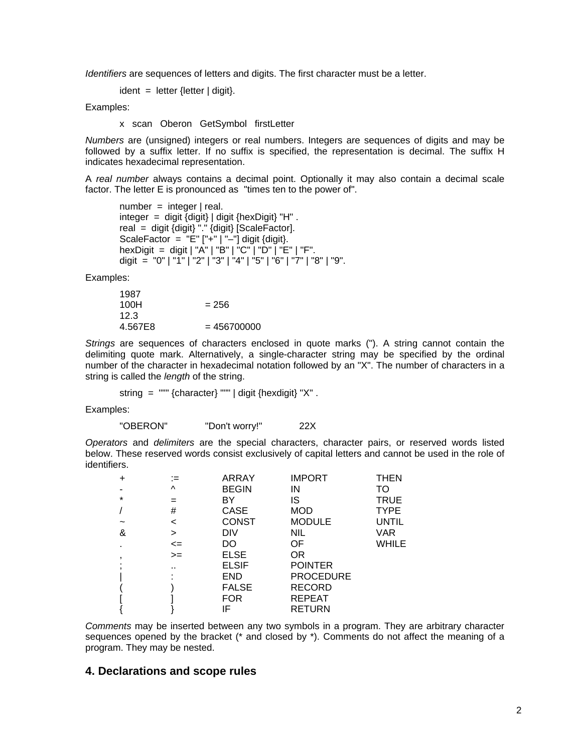*Identifiers* are sequences of letters and digits. The first character must be a letter.

```
ident  =  letter {letter | digit}.
```

Examples:

```
x   scan   Oberon   GetSymbol   firstLetter
```

*Numbers* are (unsigned) integers or real numbers. Integers are sequences of digits and may be followed by a suffix letter. If no suffix is specified, the representation is decimal. The suffix H indicates hexadecimal representation.

A *real number* always contains a decimal point. Optionally it may also contain a decimal scale factor. The letter E is pronounced as "times ten to the power of".

```
number  =  integer | real.
integer  =  digit {digit} | digit {hexDigit} "H" .
real  =  digit {digit} "." {digit} [ScaleFactor].
ScaleFactor  =  "E" ["+" | "–"] digit {digit}.
hexDigit  =  digit | "A" | "B" | "C" | "D" | "E" | "F".
digit  =  "0" | "1" | "2" | "3" | "4" | "5" | "6" | "7" | "8" | "9".
```

Examples:

```
1987
100H           = 256
12.3
4.567E8        = 456700000
```

*Strings* are sequences of characters enclosed in quote marks ("). A string cannot contain the delimiting quote mark. Alternatively, a single-character string may be specified by the ordinal number of the character in hexadecimal notation followed by an "X". The number of characters in a string is called the *length* of the string.

```
string  =  """ {character} """ | digit {hexdigit} "X" .
```

Examples:

```
"OBERON"        "Don't worry!"        22X
```

*Operators* and *delimiters* are the special characters, character pairs, or reserved words listed below. These reserved words consist exclusively of capital letters and cannot be used in the role of identifiers.

```
+       :=      ARRAY       IMPORT        THEN
-       ^       BEGIN       IN            TO
*       =       BY          IS            TRUE
/       #       CASE        MOD           TYPE
~       <       CONST       MODULE        UNTIL
&       >       DIV         NIL           VAR
.       <=      DO          OF            WHILE
,       >=      ELSE        OR
;       ..      ELSIF       POINTER
|       :       END         PROCEDURE
(       )       FALSE       RECORD
[       ]       FOR         REPEAT
{       }       IF          RETURN
```

*Comments* may be inserted between any two symbols in a program. They are arbitrary character sequences opened by the bracket (* and closed by *). Comments do not affect the meaning of a program. They may be nested.

## 4. Declarations and scope rules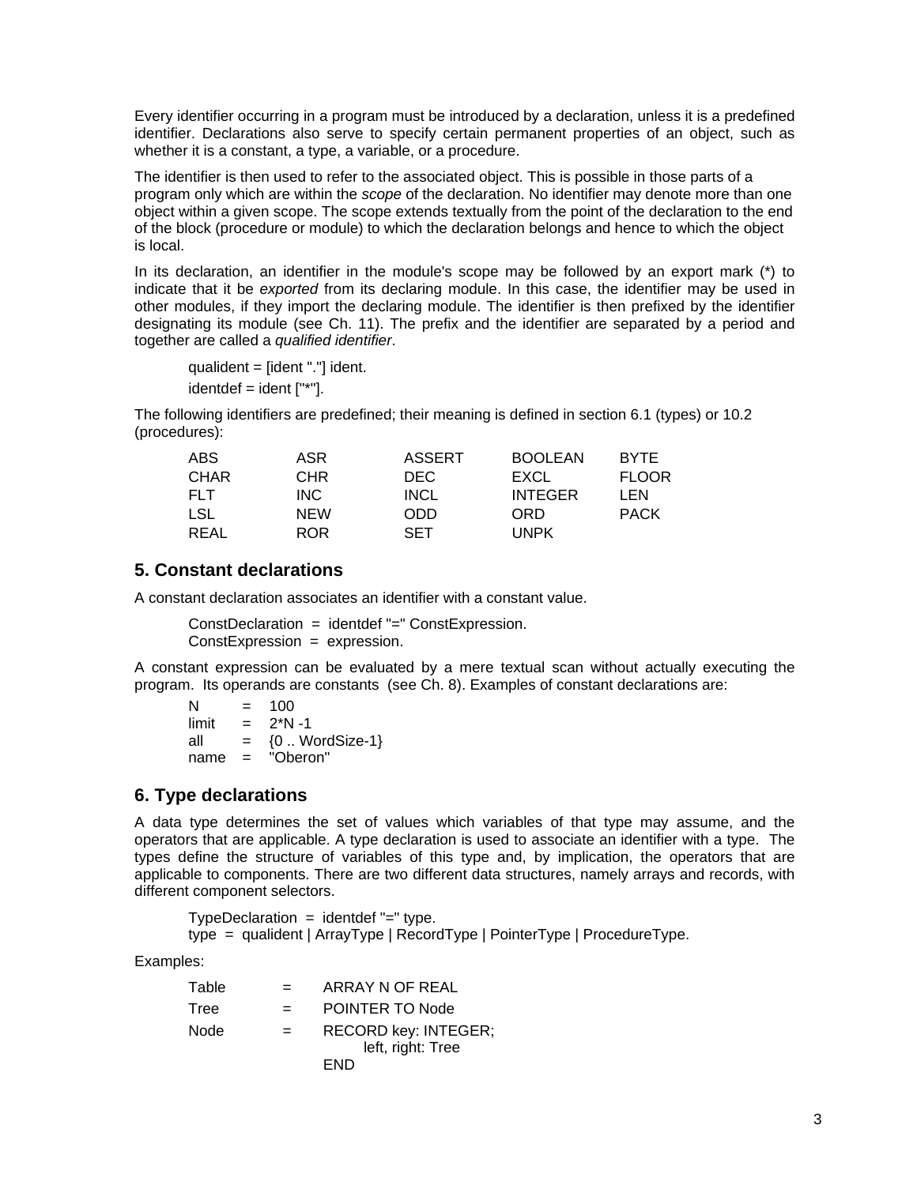Every identifier occurring in a program must be introduced by a declaration, unless it is a predefined identifier. Declarations also serve to specify certain permanent properties of an object, such as whether it is a constant, a type, a variable, or a procedure.

The identifier is then used to refer to the associated object. This is possible in those parts of a program only which are within the *scope* of the declaration. No identifier may denote more than one object within a given scope. The scope extends textually from the point of the declaration to the end of the block (procedure or module) to which the declaration belongs and hence to which the object is local.

In its declaration, an identifier in the module's scope may be followed by an export mark (*) to indicate that it be *exported* from its declaring module. In this case, the identifier may be used in other modules, if they import the declaring module. The identifier is then prefixed by the identifier designating its module (see Ch. 11). The prefix and the identifier are separated by a period and together are called a *qualified identifier*.

```
qualident = [ident "."] ident.
identdef = ident ["*"].
```

The following identifiers are predefined; their meaning is defined in section 6.1 (types) or 10.2 (procedures):

```
ABS       ASR       ASSERT    BOOLEAN   BYTE
CHAR      CHR       DEC       EXCL      FLOOR
FLT       INC       INCL      INTEGER   LEN
LSL       NEW       ODD       ORD       PACK
REAL      ROR       SET       UNPK
```

## 5. Constant declarations

A constant declaration associates an identifier with a constant value.

```
ConstDeclaration  =  identdef "=" ConstExpression.
ConstExpression  =  expression.
```

A constant expression can be evaluated by a mere textual scan without actually executing the program. Its operands are constants (see Ch. 8). Examples of constant declarations are:

```
N      =  100
limit  =  2*N -1
all    =  {0 .. WordSize-1}
name   =  "Oberon"
```

## 6. Type declarations

A data type determines the set of values which variables of that type may assume, and the operators that are applicable. A type declaration is used to associate an identifier with a type. The types define the structure of variables of this type and, by implication, the operators that are applicable to components. There are two different data structures, namely arrays and records, with different component selectors.

```
TypeDeclaration  =  identdef "=" type.
type  =  qualident | ArrayType | RecordType | PointerType | ProcedureType.
```

Examples:

```
Table    =   ARRAY N OF REAL
Tree     =   POINTER TO Node
Node     =   RECORD key: INTEGER;
                 left, right: Tree
             END
```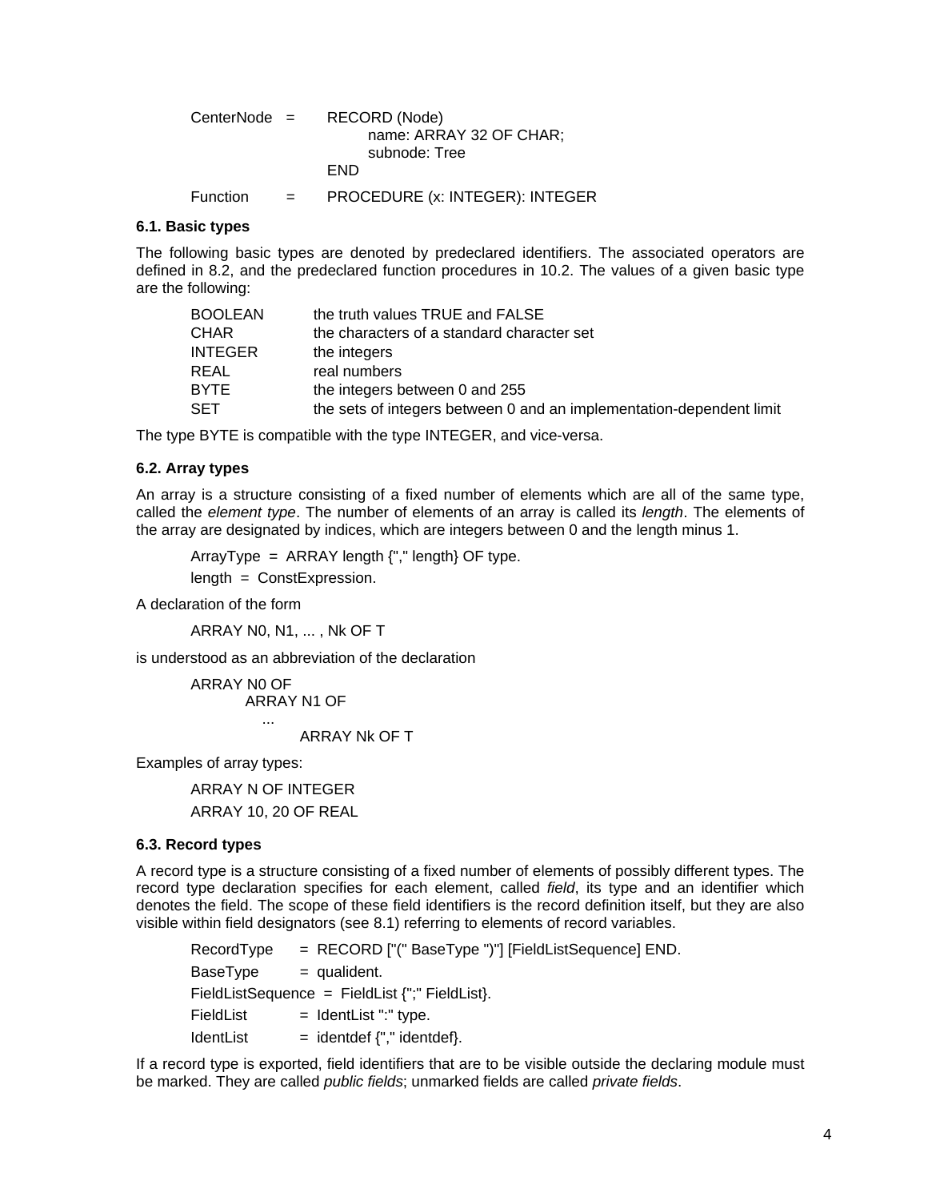```
CenterNode  =   RECORD (Node)
                    name: ARRAY 32 OF CHAR;
                    subnode: Tree
                END

Function    =   PROCEDURE (x: INTEGER): INTEGER
```

### 6.1. Basic types

The following basic types are denoted by predeclared identifiers. The associated operators are defined in 8.2, and the predeclared function procedures in 10.2. The values of a given basic type are the following:

| | |
|---|---|
| BOOLEAN | the truth values TRUE and FALSE |
| CHAR | the characters of a standard character set |
| INTEGER | the integers |
| REAL | real numbers |
| BYTE | the integers between 0 and 255 |
| SET | the sets of integers between 0 and an implementation-dependent limit |

The type BYTE is compatible with the type INTEGER, and vice-versa.

### 6.2. Array types

An array is a structure consisting of a fixed number of elements which are all of the same type, called the *element type*. The number of elements of an array is called its *length*. The elements of the array are designated by indices, which are integers between 0 and the length minus 1.

```
ArrayType  =  ARRAY length {"," length} OF type.
length  =  ConstExpression.
```

A declaration of the form

```
ARRAY N0, N1, ... , Nk OF T
```

is understood as an abbreviation of the declaration

```
ARRAY N0 OF
    ARRAY N1 OF
      ...
        ARRAY Nk OF T
```

Examples of array types:

```
ARRAY N OF INTEGER
ARRAY 10, 20 OF REAL
```

### 6.3. Record types

A record type is a structure consisting of a fixed number of elements of possibly different types. The record type declaration specifies for each element, called *field*, its type and an identifier which denotes the field. The scope of these field identifiers is the record definition itself, but they are also visible within field designators (see 8.1) referring to elements of record variables.

```
RecordType     = RECORD ["(" BaseType ")"] [FieldListSequence] END.
BaseType       = qualident.
FieldListSequence  = FieldList {";" FieldList}.
FieldList      = IdentList ":" type.
IdentList      = identdef {"," identdef}.
```

If a record type is exported, field identifiers that are to be visible outside the declaring module must be marked. They are called *public fields*; unmarked fields are called *private fields*.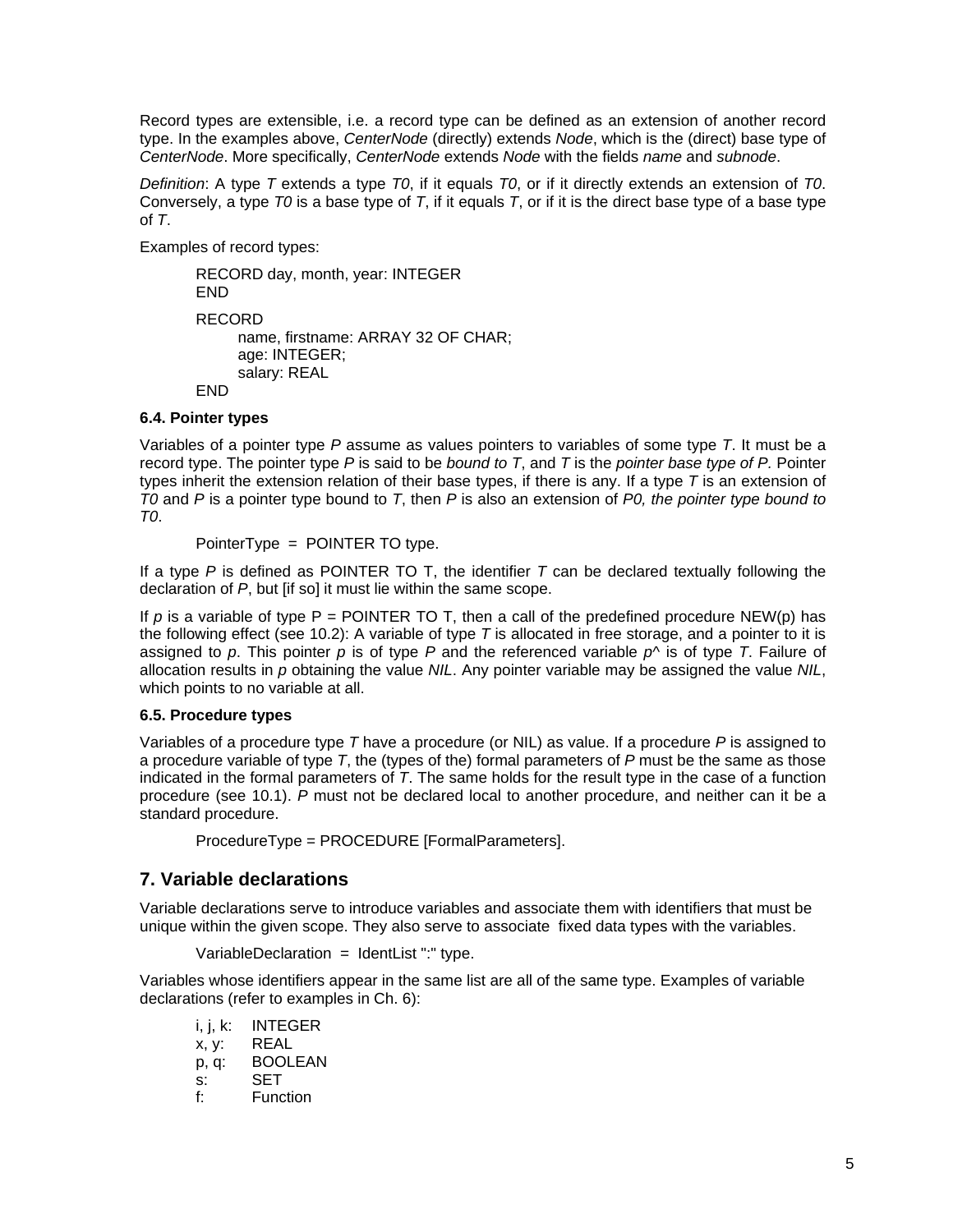Record types are extensible, i.e. a record type can be defined as an extension of another record type. In the examples above, *CenterNode* (directly) extends *Node*, which is the (direct) base type of *CenterNode*. More specifically, *CenterNode* extends *Node* with the fields *name* and *subnode*.

*Definition*: A type *T* extends a type *T0*, if it equals *T0*, or if it directly extends an extension of *T0*. Conversely, a type *T0* is a base type of *T*, if it equals *T*, or if it is the direct base type of a base type of *T*.

Examples of record types:

```
RECORD day, month, year: INTEGER
END

RECORD
    name, firstname: ARRAY 32 OF CHAR;
    age: INTEGER;
    salary: REAL
END
```

#### 6.4. Pointer types

Variables of a pointer type *P* assume as values pointers to variables of some type *T*. It must be a record type. The pointer type *P* is said to be *bound to T*, and *T* is the *pointer base type of P.* Pointer types inherit the extension relation of their base types, if there is any. If a type *T* is an extension of *T0* and *P* is a pointer type bound to *T*, then *P* is also an extension of *P0, the pointer type bound to T0*.

```
PointerType  =  POINTER TO type.
```

If a type *P* is defined as POINTER TO T, the identifier *T* can be declared textually following the declaration of *P*, but [if so] it must lie within the same scope.

If *p* is a variable of type P = POINTER TO T, then a call of the predefined procedure NEW(p) has the following effect (see 10.2): A variable of type *T* is allocated in free storage, and a pointer to it is assigned to *p*. This pointer *p* is of type *P* and the referenced variable *p^* is of type *T*. Failure of allocation results in *p* obtaining the value *NIL*. Any pointer variable may be assigned the value *NIL*, which points to no variable at all.

#### 6.5. Procedure types

Variables of a procedure type *T* have a procedure (or NIL) as value. If a procedure *P* is assigned to a procedure variable of type *T*, the (types of the) formal parameters of *P* must be the same as those indicated in the formal parameters of *T*. The same holds for the result type in the case of a function procedure (see 10.1). *P* must not be declared local to another procedure, and neither can it be a standard procedure.

```
ProcedureType = PROCEDURE [FormalParameters].
```

## 7. Variable declarations

Variable declarations serve to introduce variables and associate them with identifiers that must be unique within the given scope. They also serve to associate fixed data types with the variables.

```
VariableDeclaration  =  IdentList ":" type.
```

Variables whose identifiers appear in the same list are all of the same type. Examples of variable declarations (refer to examples in Ch. 6):

```
i, j, k:   INTEGER
x, y:      REAL
p, q:      BOOLEAN
s:         SET
f:         Function
```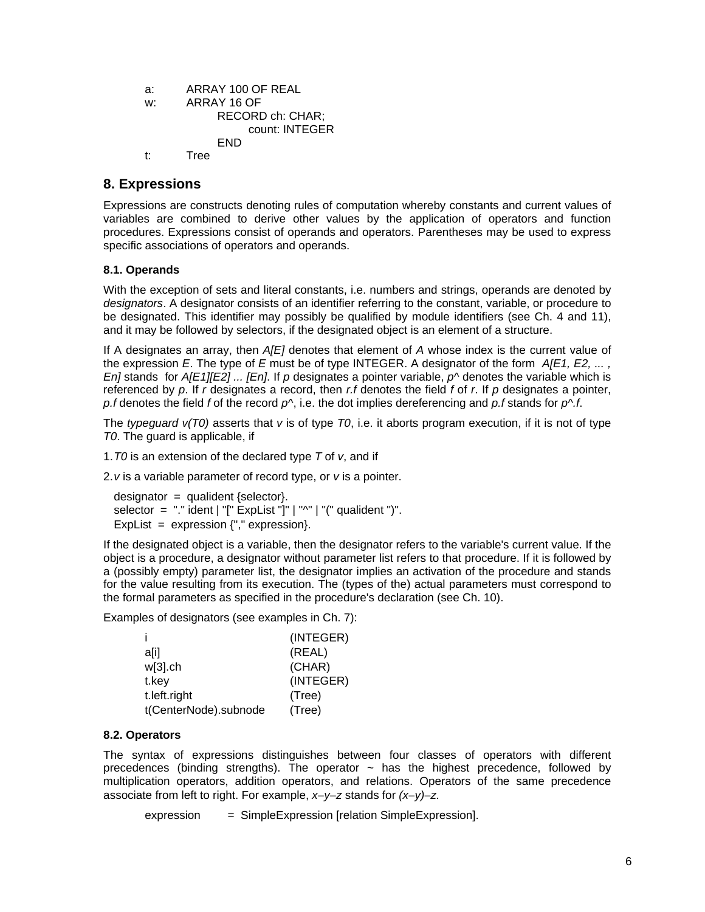```
a:    ARRAY 100 OF REAL
w:    ARRAY 16 OF
        RECORD ch: CHAR;
          count: INTEGER
        END
t:    Tree
```

## 8. Expressions

Expressions are constructs denoting rules of computation whereby constants and current values of variables are combined to derive other values by the application of operators and function procedures. Expressions consist of operands and operators. Parentheses may be used to express specific associations of operators and operands.

### 8.1. Operands

With the exception of sets and literal constants, i.e. numbers and strings, operands are denoted by *designators*. A designator consists of an identifier referring to the constant, variable, or procedure to be designated. This identifier may possibly be qualified by module identifiers (see Ch. 4 and 11), and it may be followed by selectors, if the designated object is an element of a structure.

If A designates an array, then *A[E]* denotes that element of *A* whose index is the current value of the expression *E*. The type of *E* must be of type INTEGER. A designator of the form *A[E1, E2, ... , En]* stands for *A[E1][E2] ... [En]*. If *p* designates a pointer variable, *p^* denotes the variable which is referenced by *p*. If *r* designates a record, then *r.f* denotes the field *f* of *r*. If *p* designates a pointer, *p.f* denotes the field *f* of the record *p^*, i.e. the dot implies dereferencing and *p.f* stands for *p^.f*.

The *typeguard v(T0)* asserts that *v* is of type *T0*, i.e. it aborts program execution, if it is not of type *T0*. The guard is applicable, if

1. *T0* is an extension of the declared type *T* of *v*, and if
2. *v* is a variable parameter of record type, or *v* is a pointer.

```
designator  =  qualident {selector}.
selector  =  "." ident | "[" ExpList "]" | "^" | "(" qualident ")".
ExpList  =  expression {"," expression}.
```

If the designated object is a variable, then the designator refers to the variable's current value. If the object is a procedure, a designator without parameter list refers to that procedure. If it is followed by a (possibly empty) parameter list, the designator implies an activation of the procedure and stands for the value resulting from its execution. The (types of the) actual parameters must correspond to the formal parameters as specified in the procedure's declaration (see Ch. 10).

Examples of designators (see examples in Ch. 7):

```
i                       (INTEGER)
a[i]                    (REAL)
w[3].ch                 (CHAR)
t.key                   (INTEGER)
t.left.right            (Tree)
t(CenterNode).subnode   (Tree)
```

### 8.2. Operators

The syntax of expressions distinguishes between four classes of operators with different precedences (binding strengths). The operator ~ has the highest precedence, followed by multiplication operators, addition operators, and relations. Operators of the same precedence associate from left to right. For example, *x−y−z* stands for *(x−y)−z*.

```
expression  =  SimpleExpression [relation SimpleExpression].
```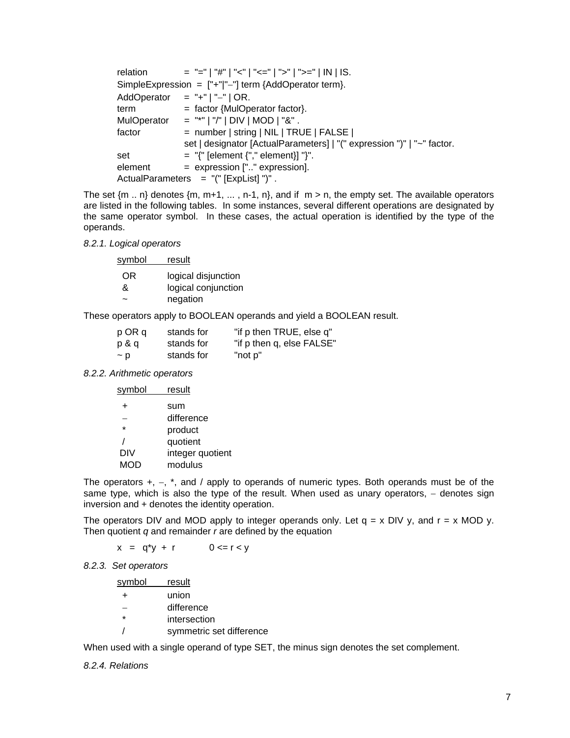```
relation         = "=" | "#" | "<" | "<=" | ">" | ">=" | IN | IS.
SimpleExpression  =  ["+"|"−"] term {AddOperator term}.
AddOperator     = "+" | "−" | OR.
term            = factor {MulOperator factor}.
MulOperator     = "*" | "/" | DIV | MOD | "&" .
factor          = number | string | NIL | TRUE | FALSE |
                  set | designator [ActualParameters] | "(" expression ")" | "~" factor.
set             = "{" [element {"," element}] "}".
element         = expression [".." expression].
ActualParameters   =  "(" [ExpList] ")" .
```

The set {m .. n} denotes {m, m+1, ... , n-1, n}, and if m > n, the empty set. The available operators are listed in the following tables. In some instances, several different operations are designated by the same operator symbol. In these cases, the actual operation is identified by the type of the operands.

*8.2.1. Logical operators*

| symbol | result |
|---|---|
| OR | logical disjunction |
| & | logical conjunction |
| ~ | negation |

These operators apply to BOOLEAN operands and yield a BOOLEAN result.

| | | |
|---|---|---|
| p OR q | stands for | "if p then TRUE, else q" |
| p & q | stands for | "if p then q, else FALSE" |
| ~ p | stands for | "not p" |

*8.2.2. Arithmetic operators*

| symbol | result |
|---|---|
| + | sum |
| − | difference |
| * | product |
| / | quotient |
| DIV | integer quotient |
| MOD | modulus |

The operators +, −, *, and / apply to operands of numeric types. Both operands must be of the same type, which is also the type of the result. When used as unary operators, − denotes sign inversion and + denotes the identity operation.

The operators DIV and MOD apply to integer operands only. Let q = x DIV y, and r = x MOD y. Then quotient *q* and remainder *r* are defined by the equation

$$x \;=\; q*y \;+\; r \qquad 0 <= r < y$$

*8.2.3. Set operators*

| symbol | result |
|---|---|
| + | union |
| − | difference |
| * | intersection |
| / | symmetric set difference |

When used with a single operand of type SET, the minus sign denotes the set complement.

*8.2.4. Relations*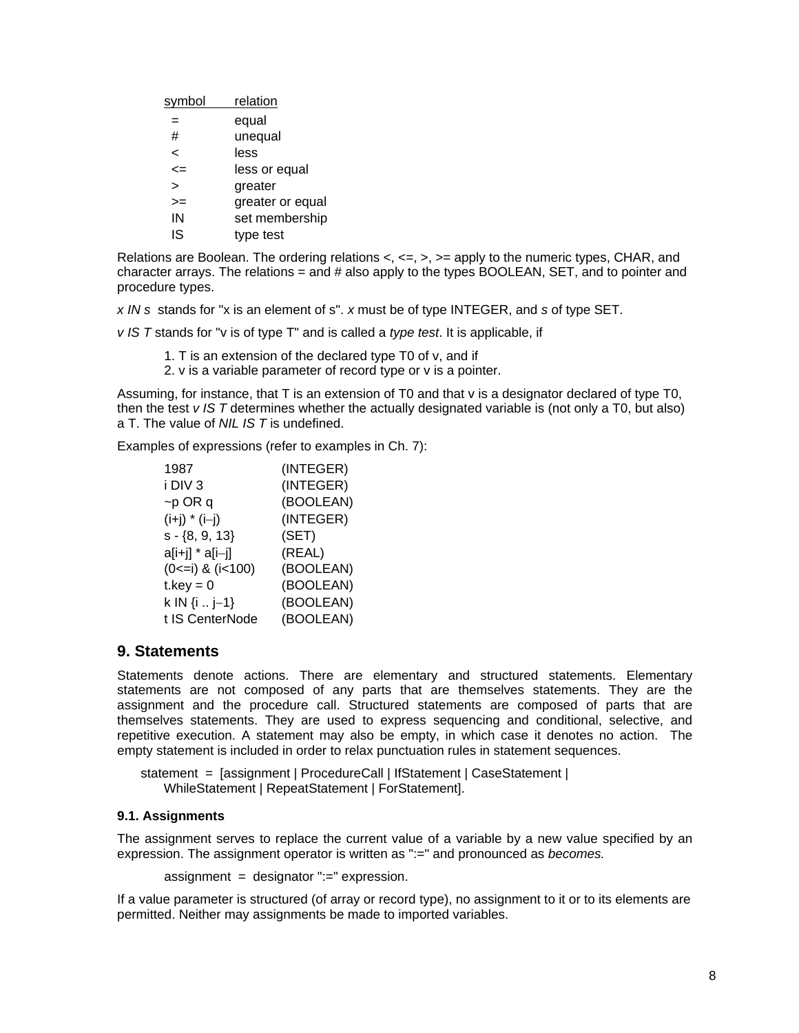| symbol | relation |
|---|---|
| = | equal |
| # | unequal |
| < | less |
| <= | less or equal |
| > | greater |
| >= | greater or equal |
| IN | set membership |
| IS | type test |

Relations are Boolean. The ordering relations <, <=, >, >= apply to the numeric types, CHAR, and character arrays. The relations = and # also apply to the types BOOLEAN, SET, and to pointer and procedure types.

*x IN s* stands for "x is an element of s". *x* must be of type INTEGER, and *s* of type SET.

*v IS T* stands for "v is of type T" and is called a *type test*. It is applicable, if

1. T is an extension of the declared type T0 of v, and if
2. v is a variable parameter of record type or v is a pointer.

Assuming, for instance, that T is an extension of T0 and that v is a designator declared of type T0, then the test *v IS T* determines whether the actually designated variable is (not only a T0, but also) a T. The value of *NIL IS T* is undefined.

Examples of expressions (refer to examples in Ch. 7):

```
1987              (INTEGER)
i DIV 3           (INTEGER)
~p OR q           (BOOLEAN)
(i+j) * (i–j)     (INTEGER)
s - {8, 9, 13}    (SET)
a[i+j] * a[i–j]   (REAL)
(0<=i) & (i<100)  (BOOLEAN)
t.key = 0         (BOOLEAN)
k IN {i .. j–1}   (BOOLEAN)
t IS CenterNode   (BOOLEAN)
```

## 9. Statements

Statements denote actions. There are elementary and structured statements. Elementary statements are not composed of any parts that are themselves statements. They are the assignment and the procedure call. Structured statements are composed of parts that are themselves statements. They are used to express sequencing and conditional, selective, and repetitive execution. A statement may also be empty, in which case it denotes no action. The empty statement is included in order to relax punctuation rules in statement sequences.

```
statement = [assignment | ProcedureCall | IfStatement | CaseStatement |
    WhileStatement | RepeatStatement | ForStatement].
```

### 9.1. Assignments

The assignment serves to replace the current value of a variable by a new value specified by an expression. The assignment operator is written as ":=" and pronounced as *becomes.*

```
assignment = designator ":=" expression.
```

If a value parameter is structured (of array or record type), no assignment to it or to its elements are permitted. Neither may assignments be made to imported variables.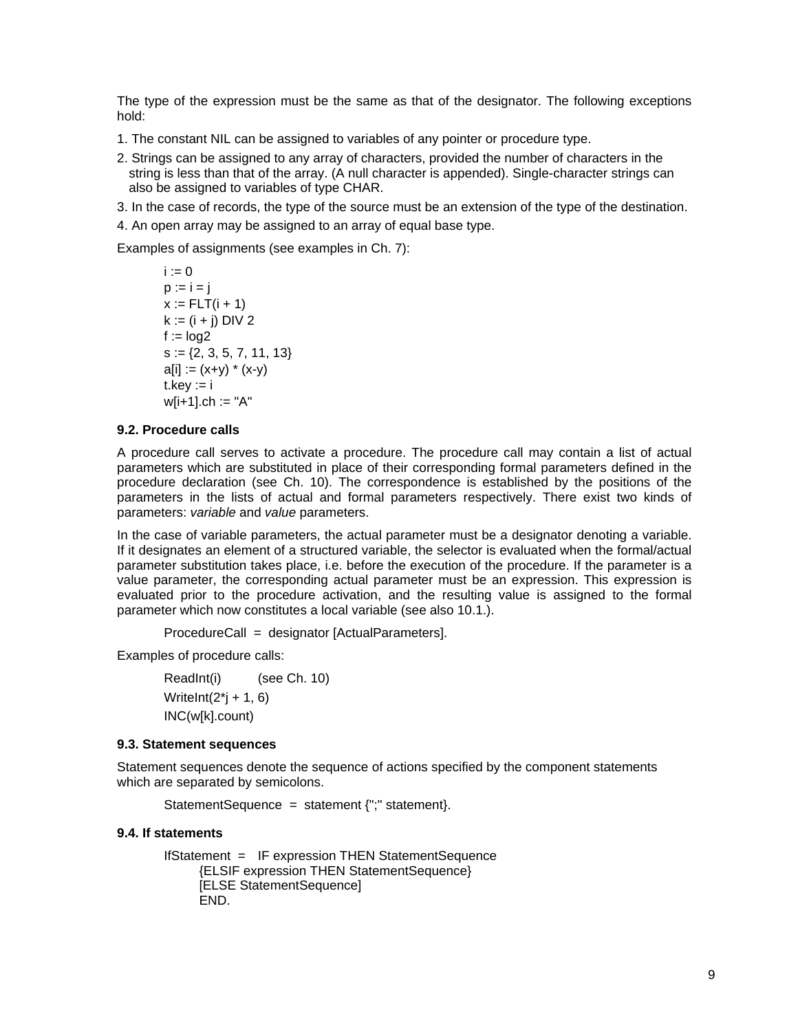The type of the expression must be the same as that of the designator. The following exceptions hold:

1. The constant NIL can be assigned to variables of any pointer or procedure type.
2. Strings can be assigned to any array of characters, provided the number of characters in the string is less than that of the array. (A null character is appended). Single-character strings can also be assigned to variables of type CHAR.
3. In the case of records, the type of the source must be an extension of the type of the destination.
4. An open array may be assigned to an array of equal base type.

Examples of assignments (see examples in Ch. 7):

```
i := 0
p := i = j
x := FLT(i + 1)
k := (i + j) DIV 2
f := log2
s := {2, 3, 5, 7, 11, 13}
a[i] := (x+y) * (x-y)
t.key := i
w[i+1].ch := "A"
```

### 9.2. Procedure calls

A procedure call serves to activate a procedure. The procedure call may contain a list of actual parameters which are substituted in place of their corresponding formal parameters defined in the procedure declaration (see Ch. 10). The correspondence is established by the positions of the parameters in the lists of actual and formal parameters respectively. There exist two kinds of parameters: *variable* and *value* parameters.

In the case of variable parameters, the actual parameter must be a designator denoting a variable. If it designates an element of a structured variable, the selector is evaluated when the formal/actual parameter substitution takes place, i.e. before the execution of the procedure. If the parameter is a value parameter, the corresponding actual parameter must be an expression. This expression is evaluated prior to the procedure activation, and the resulting value is assigned to the formal parameter which now constitutes a local variable (see also 10.1.).

```
ProcedureCall  =  designator [ActualParameters].
```

Examples of procedure calls:

```
ReadInt(i)        (see Ch. 10)
WriteInt(2*j + 1, 6)
INC(w[k].count)
```

### 9.3. Statement sequences

Statement sequences denote the sequence of actions specified by the component statements which are separated by semicolons.

```
StatementSequence  =  statement {";" statement}.
```

### 9.4. If statements

```
IfStatement  =   IF expression THEN StatementSequence
       {ELSIF expression THEN StatementSequence}
       [ELSE StatementSequence]
       END.
```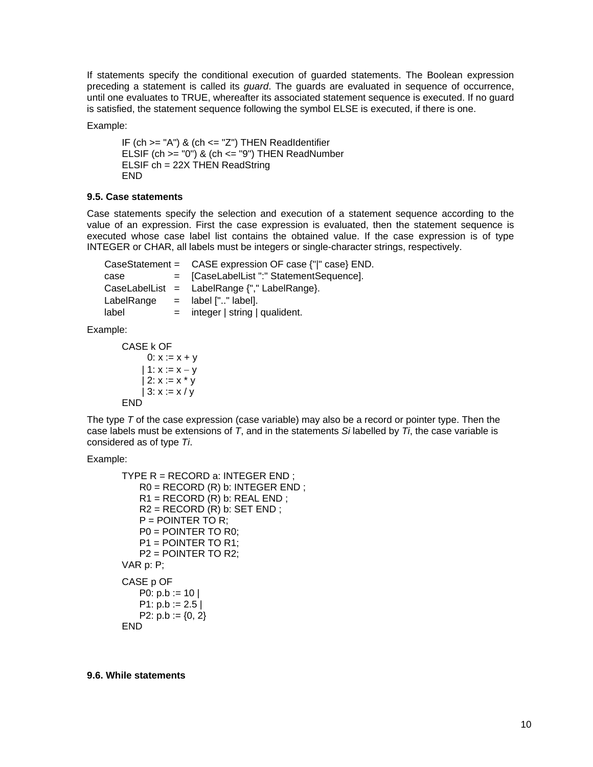If statements specify the conditional execution of guarded statements. The Boolean expression preceding a statement is called its *guard*. The guards are evaluated in sequence of occurrence, until one evaluates to TRUE, whereafter its associated statement sequence is executed. If no guard is satisfied, the statement sequence following the symbol ELSE is executed, if there is one.

Example:

```
IF (ch >= "A") & (ch <= "Z") THEN ReadIdentifier
ELSIF (ch >= "0") & (ch <= "9") THEN ReadNumber
ELSIF ch = 22X THEN ReadString
END
```

### 9.5. Case statements

Case statements specify the selection and execution of a statement sequence according to the value of an expression. First the case expression is evaluated, then the statement sequence is executed whose case label list contains the obtained value. If the case expression is of type INTEGER or CHAR, all labels must be integers or single-character strings, respectively.

```
CaseStatement =  CASE expression OF case {"|" case} END.
case          =  [CaseLabelList ":" StatementSequence].
CaseLabelList =  LabelRange {"," LabelRange}.
LabelRange    =  label [".." label].
label         =  integer | string | qualident.
```

Example:

```
CASE k OF
     0: x := x + y
   | 1: x := x − y
   | 2: x := x * y
   | 3: x := x / y
END
```

The type *T* of the case expression (case variable) may also be a record or pointer type. Then the case labels must be extensions of *T*, and in the statements *Si* labelled by *Ti*, the case variable is considered as of type *Ti*.

Example:

```
TYPE R = RECORD a: INTEGER END ;
    R0 = RECORD (R) b: INTEGER END ;
    R1 = RECORD (R) b: REAL END ;
    R2 = RECORD (R) b: SET END ;
    P = POINTER TO R;
    P0 = POINTER TO R0;
    P1 = POINTER TO R1;
    P2 = POINTER TO R2;
VAR p: P;

CASE p OF
    P0: p.b := 10 |
    P1: p.b := 2.5 |
    P2: p.b := {0, 2}
END
```

### 9.6. While statements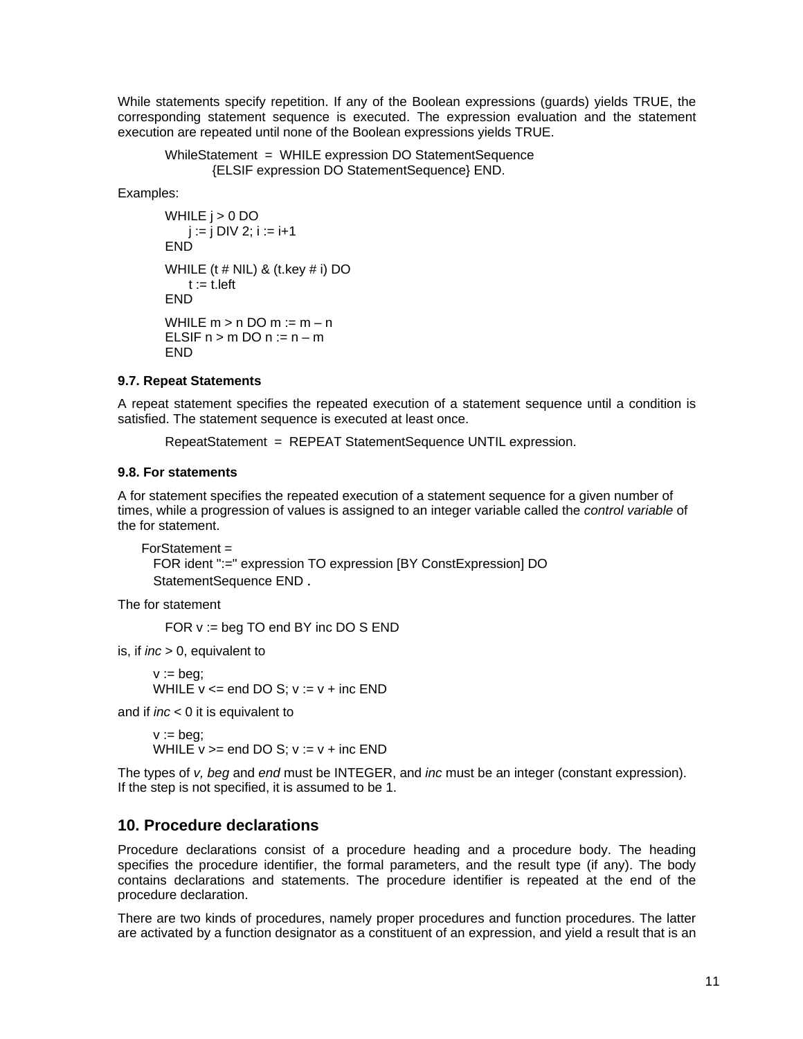While statements specify repetition. If any of the Boolean expressions (guards) yields TRUE, the corresponding statement sequence is executed. The expression evaluation and the statement execution are repeated until none of the Boolean expressions yields TRUE.

```
WhileStatement  =  WHILE expression DO StatementSequence
        {ELSIF expression DO StatementSequence} END.
```

Examples:

```
WHILE j > 0 DO
    j := j DIV 2; i := i+1
END

WHILE (t # NIL) & (t.key # i) DO
    t := t.left
END

WHILE m > n DO m := m – n
ELSIF n > m DO n := n – m
END
```

### 9.7. Repeat Statements

A repeat statement specifies the repeated execution of a statement sequence until a condition is satisfied. The statement sequence is executed at least once.

```
RepeatStatement  =  REPEAT StatementSequence UNTIL expression.
```

### 9.8. For statements

A for statement specifies the repeated execution of a statement sequence for a given number of times, while a progression of values is assigned to an integer variable called the *control variable* of the for statement.

```
ForStatement =
  FOR ident ":=" expression TO expression [BY ConstExpression] DO
  StatementSequence END .
```

The for statement

```
FOR v := beg TO end BY inc DO S END
```

is, if *inc* > 0, equivalent to

```
v := beg;
WHILE v <= end DO S; v := v + inc END
```

and if *inc* < 0 it is equivalent to

```
v := beg;
WHILE v >= end DO S; v := v + inc END
```

The types of *v, beg* and *end* must be INTEGER, and *inc* must be an integer (constant expression). If the step is not specified, it is assumed to be 1.

## 10. Procedure declarations

Procedure declarations consist of a procedure heading and a procedure body. The heading specifies the procedure identifier, the formal parameters, and the result type (if any). The body contains declarations and statements. The procedure identifier is repeated at the end of the procedure declaration.

There are two kinds of procedures, namely proper procedures and function procedures. The latter are activated by a function designator as a constituent of an expression, and yield a result that is an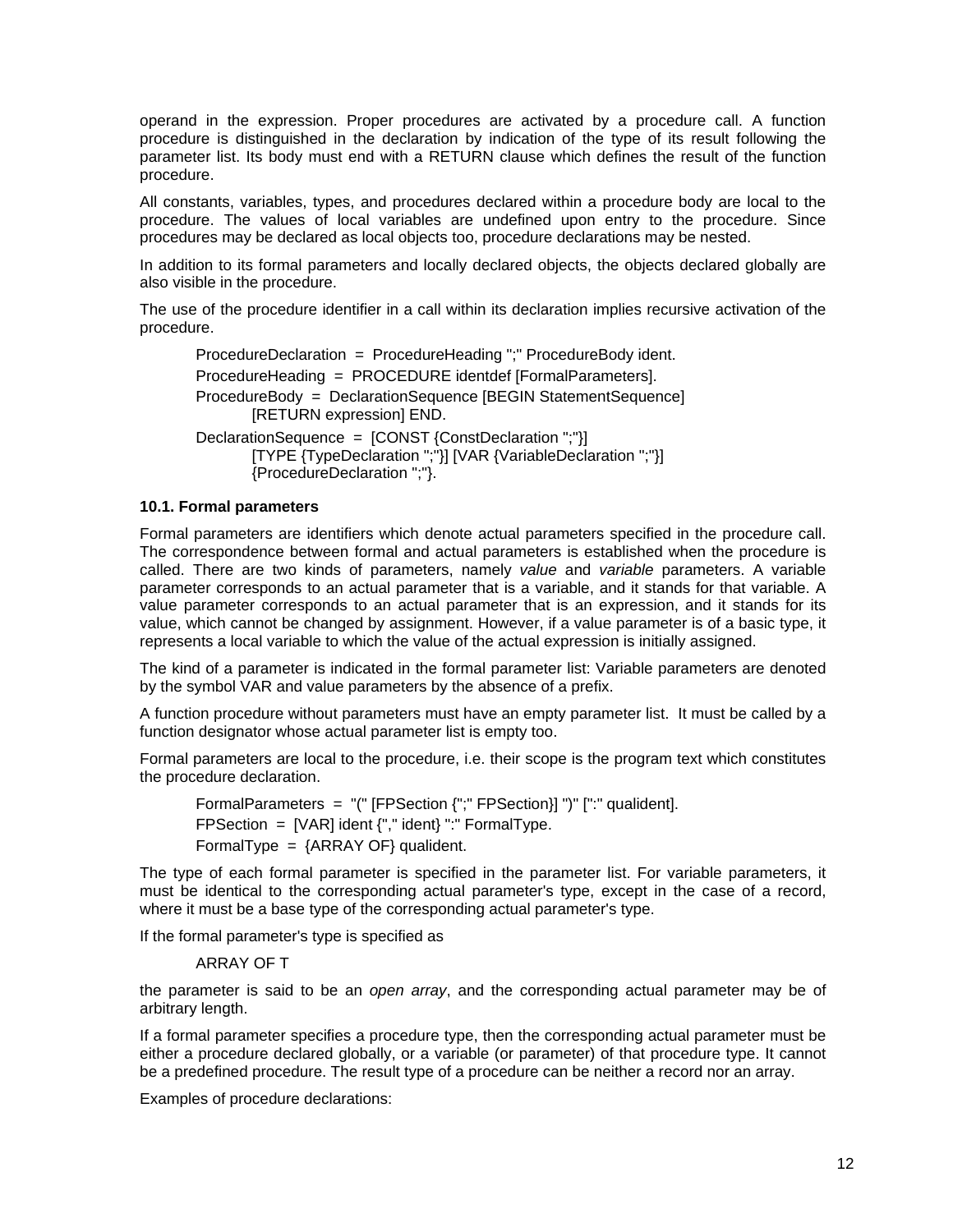operand in the expression. Proper procedures are activated by a procedure call. A function procedure is distinguished in the declaration by indication of the type of its result following the parameter list. Its body must end with a RETURN clause which defines the result of the function procedure.

All constants, variables, types, and procedures declared within a procedure body are local to the procedure. The values of local variables are undefined upon entry to the procedure. Since procedures may be declared as local objects too, procedure declarations may be nested.

In addition to its formal parameters and locally declared objects, the objects declared globally are also visible in the procedure.

The use of the procedure identifier in a call within its declaration implies recursive activation of the procedure.

```
ProcedureDeclaration  =  ProcedureHeading ";" ProcedureBody ident.
ProcedureHeading  =  PROCEDURE identdef [FormalParameters].
ProcedureBody  =  DeclarationSequence [BEGIN StatementSequence]
        [RETURN expression] END.
DeclarationSequence  =  [CONST {ConstDeclaration ";"}]
        [TYPE {TypeDeclaration ";"}] [VAR {VariableDeclaration ";"}]
        {ProcedureDeclaration ";"}.
```

### 10.1. Formal parameters

Formal parameters are identifiers which denote actual parameters specified in the procedure call. The correspondence between formal and actual parameters is established when the procedure is called. There are two kinds of parameters, namely *value* and *variable* parameters. A variable parameter corresponds to an actual parameter that is a variable, and it stands for that variable. A value parameter corresponds to an actual parameter that is an expression, and it stands for its value, which cannot be changed by assignment. However, if a value parameter is of a basic type, it represents a local variable to which the value of the actual expression is initially assigned.

The kind of a parameter is indicated in the formal parameter list: Variable parameters are denoted by the symbol VAR and value parameters by the absence of a prefix.

A function procedure without parameters must have an empty parameter list. It must be called by a function designator whose actual parameter list is empty too.

Formal parameters are local to the procedure, i.e. their scope is the program text which constitutes the procedure declaration.

```
FormalParameters  =  "(" [FPSection {";" FPSection}] ")" [":" qualident].
FPSection  =  [VAR] ident {"," ident} ":" FormalType.
FormalType  =  {ARRAY OF} qualident.
```

The type of each formal parameter is specified in the parameter list. For variable parameters, it must be identical to the corresponding actual parameter's type, except in the case of a record, where it must be a base type of the corresponding actual parameter's type.

If the formal parameter's type is specified as

```
ARRAY OF T
```

the parameter is said to be an *open array*, and the corresponding actual parameter may be of arbitrary length.

If a formal parameter specifies a procedure type, then the corresponding actual parameter must be either a procedure declared globally, or a variable (or parameter) of that procedure type. It cannot be a predefined procedure. The result type of a procedure can be neither a record nor an array.

Examples of procedure declarations: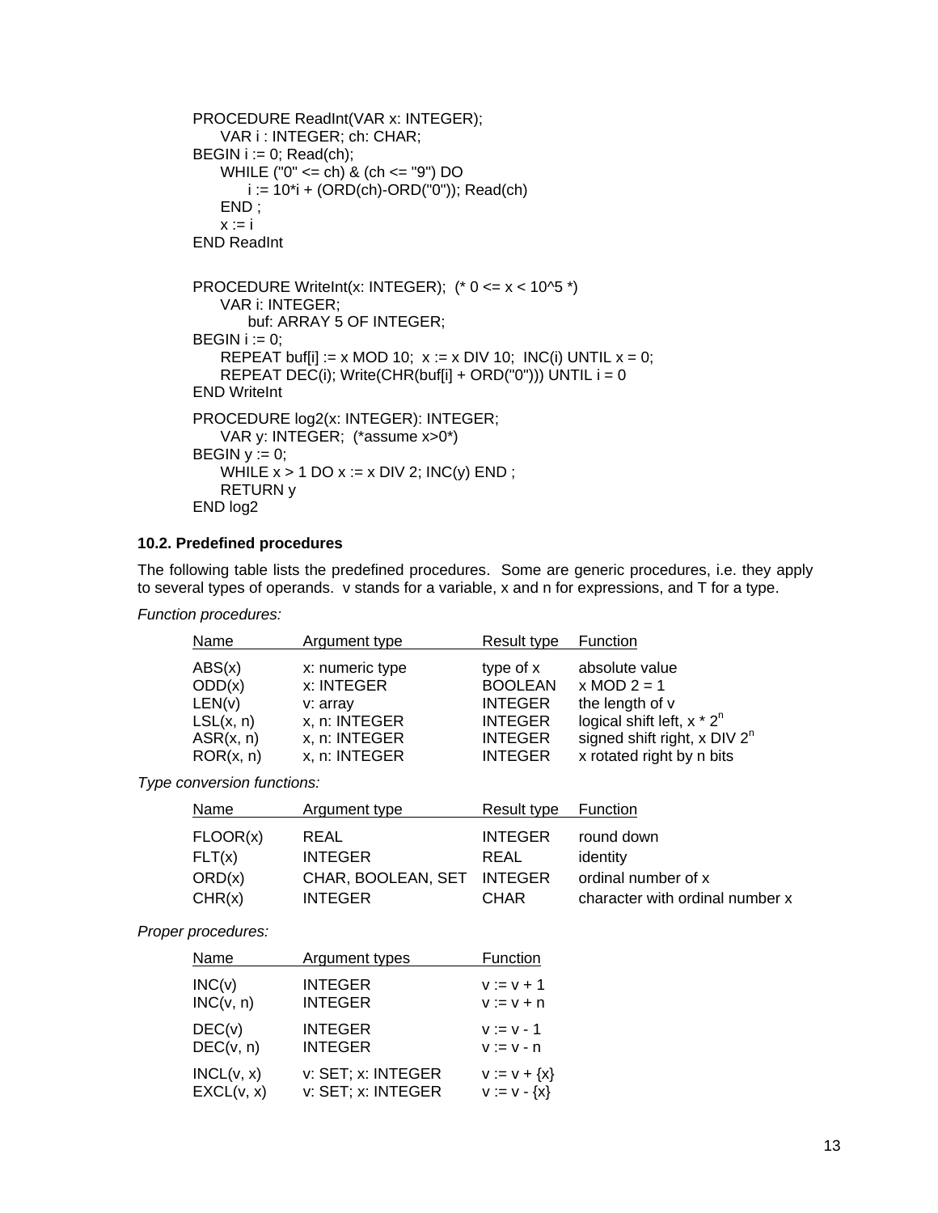```
PROCEDURE ReadInt(VAR x: INTEGER);
     VAR i : INTEGER; ch: CHAR;
BEGIN i := 0; Read(ch);
     WHILE ("0" <= ch) & (ch <= "9") DO
          i := 10*i + (ORD(ch)-ORD("0")); Read(ch)
     END ;
     x := i
END ReadInt

PROCEDURE WriteInt(x: INTEGER);  (* 0 <= x < 10^5 *)
     VAR i: INTEGER;
          buf: ARRAY 5 OF INTEGER;
BEGIN i := 0;
     REPEAT buf[i] := x MOD 10;  x := x DIV 10;  INC(i) UNTIL x = 0;
     REPEAT DEC(i); Write(CHR(buf[i] + ORD("0"))) UNTIL i = 0
END WriteInt

PROCEDURE log2(x: INTEGER): INTEGER;
     VAR y: INTEGER;  (*assume x>0*)
BEGIN y := 0;
     WHILE x > 1 DO x := x DIV 2; INC(y) END ;
     RETURN y
END log2
```

### 10.2. Predefined procedures

The following table lists the predefined procedures. Some are generic procedures, i.e. they apply to several types of operands. v stands for a variable, x and n for expressions, and T for a type.

*Function procedures:*

| Name | Argument type | Result type | Function |
|---|---|---|---|
| ABS(x) | x: numeric type | type of x | absolute value |
| ODD(x) | x: INTEGER | BOOLEAN | x MOD 2 = 1 |
| LEN(v) | v: array | INTEGER | the length of v |
| LSL(x, n) | x, n: INTEGER | INTEGER | logical shift left, x * $2^n$ |
| ASR(x, n) | x, n: INTEGER | INTEGER | signed shift right, x DIV $2^n$ |
| ROR(x, n) | x, n: INTEGER | INTEGER | x rotated right by n bits |

*Type conversion functions:*

| Name | Argument type | Result type | Function |
|---|---|---|---|
| FLOOR(x) | REAL | INTEGER | round down |
| FLT(x) | INTEGER | REAL | identity |
| ORD(x) | CHAR, BOOLEAN, SET | INTEGER | ordinal number of x |
| CHR(x) | INTEGER | CHAR | character with ordinal number x |

*Proper procedures:*

| Name | Argument types | Function |
|---|---|---|
| INC(v) | INTEGER | v := v + 1 |
| INC(v, n) | INTEGER | v := v + n |
| DEC(v) | INTEGER | v := v - 1 |
| DEC(v, n) | INTEGER | v := v - n |
| INCL(v, x) | v: SET; x: INTEGER | v := v + {x} |
| EXCL(v, x) | v: SET; x: INTEGER | v := v - {x} |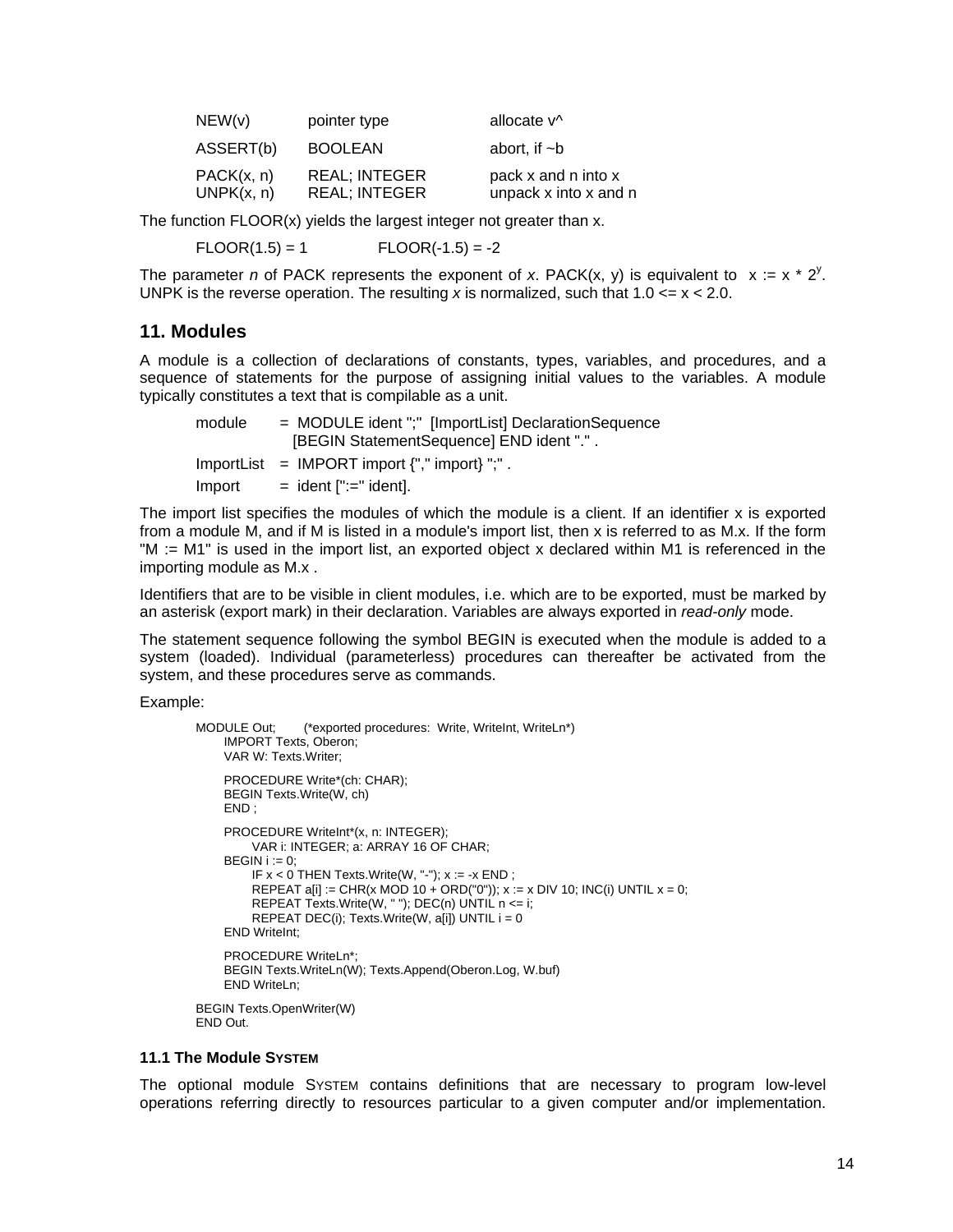| | | |
|---|---|---|
| NEW(v) | pointer type | allocate v^ |
| ASSERT(b) | BOOLEAN | abort, if ~b |
| PACK(x, n) | REAL; INTEGER | pack x and n into x |
| UNPK(x, n) | REAL; INTEGER | unpack x into x and n |

The function FLOOR(x) yields the largest integer not greater than x.

FLOOR(1.5) = 1        FLOOR(-1.5) = -2

The parameter *n* of PACK represents the exponent of *x*. PACK(x, y) is equivalent to x := x * $2^y$. UNPK is the reverse operation. The resulting *x* is normalized, such that 1.0 <= x < 2.0.

## 11. Modules

A module is a collection of declarations of constants, types, variables, and procedures, and a sequence of statements for the purpose of assigning initial values to the variables. A module typically constitutes a text that is compilable as a unit.

```
module     = MODULE ident ";" [ImportList] DeclarationSequence
             [BEGIN StatementSequence] END ident "." .
ImportList = IMPORT import {"," import} ";" .
Import     = ident [":=" ident].
```

The import list specifies the modules of which the module is a client. If an identifier x is exported from a module M, and if M is listed in a module's import list, then x is referred to as M.x. If the form "M := M1" is used in the import list, an exported object x declared within M1 is referenced in the importing module as M.x .

Identifiers that are to be visible in client modules, i.e. which are to be exported, must be marked by an asterisk (export mark) in their declaration. Variables are always exported in *read-only* mode.

The statement sequence following the symbol BEGIN is executed when the module is added to a system (loaded). Individual (parameterless) procedures can thereafter be activated from the system, and these procedures serve as commands.

Example:

```
MODULE Out;     (*exported procedures: Write, WriteInt, WriteLn*)
   IMPORT Texts, Oberon;
   VAR W: Texts.Writer;

   PROCEDURE Write*(ch: CHAR);
   BEGIN Texts.Write(W, ch)
   END ;

   PROCEDURE WriteInt*(x, n: INTEGER);
      VAR i: INTEGER; a: ARRAY 16 OF CHAR;
   BEGIN i := 0;
      IF x < 0 THEN Texts.Write(W, "-"); x := -x END ;
      REPEAT a[i] := CHR(x MOD 10 + ORD("0")); x := x DIV 10; INC(i) UNTIL x = 0;
      REPEAT Texts.Write(W, " "); DEC(n) UNTIL n <= i;
      REPEAT DEC(i); Texts.Write(W, a[i]) UNTIL i = 0
   END WriteInt;

   PROCEDURE WriteLn*;
   BEGIN Texts.WriteLn(W); Texts.Append(Oberon.Log, W.buf)
   END WriteLn;

BEGIN Texts.OpenWriter(W)
END Out.
```

### 11.1 The Module SYSTEM

The optional module SYSTEM contains definitions that are necessary to program low-level operations referring directly to resources particular to a given computer and/or implementation.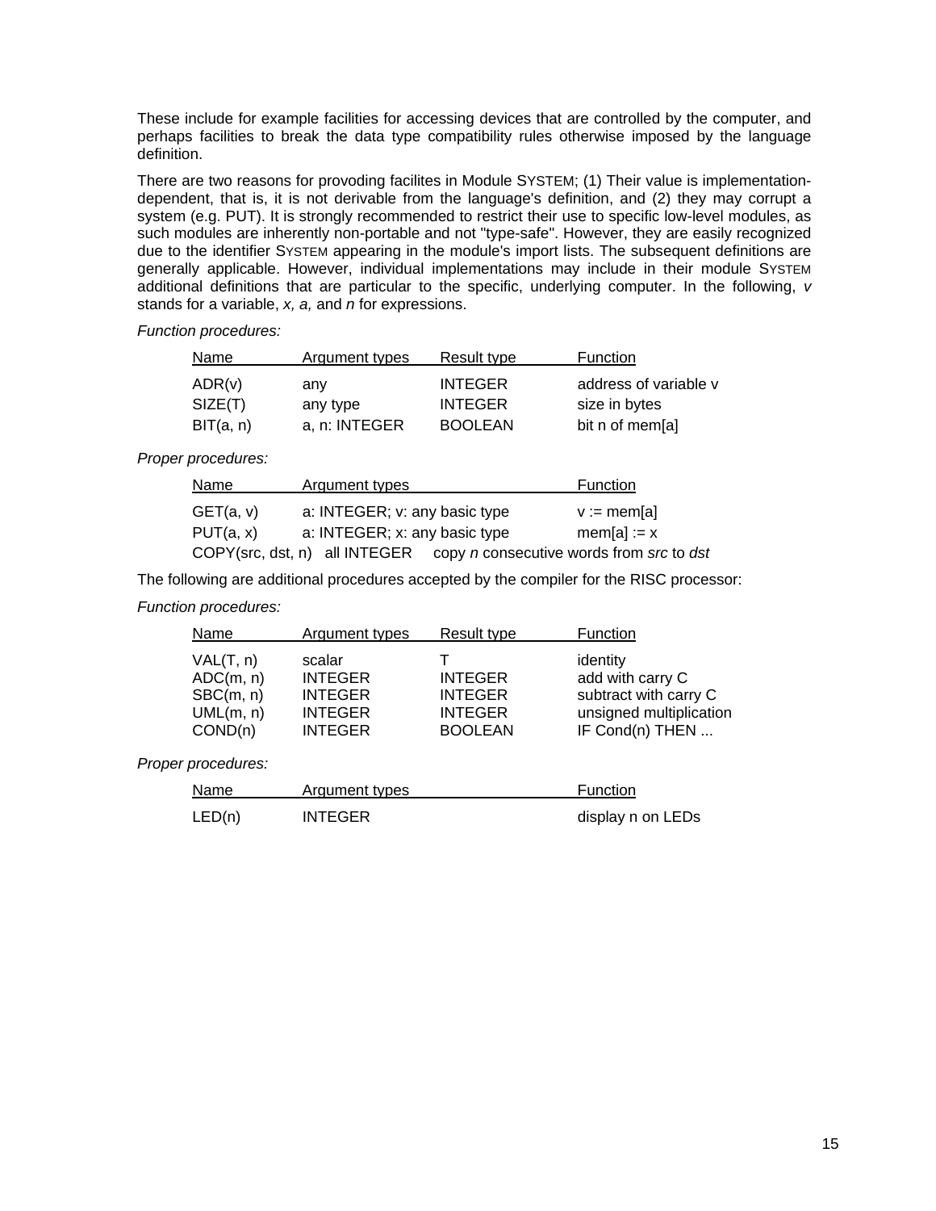These include for example facilities for accessing devices that are controlled by the computer, and perhaps facilities to break the data type compatibility rules otherwise imposed by the language definition.

There are two reasons for provoding facilites in Module SYSTEM; (1) Their value is implementation-dependent, that is, it is not derivable from the language's definition, and (2) they may corrupt a system (e.g. PUT). It is strongly recommended to restrict their use to specific low-level modules, as such modules are inherently non-portable and not "type-safe". However, they are easily recognized due to the identifier SYSTEM appearing in the module's import lists. The subsequent definitions are generally applicable. However, individual implementations may include in their module SYSTEM additional definitions that are particular to the specific, underlying computer. In the following, *v* stands for a variable, *x, a,* and *n* for expressions.

*Function procedures:*

| Name | Argument types | Result type | Function |
|---|---|---|---|
| ADR(v) | any | INTEGER | address of variable v |
| SIZE(T) | any type | INTEGER | size in bytes |
| BIT(a, n) | a, n: INTEGER | BOOLEAN | bit n of mem[a] |

*Proper procedures:*

| Name | Argument types | Function |
|---|---|---|
| GET(a, v) | a: INTEGER; v: any basic type | v := mem[a] |
| PUT(a, x) | a: INTEGER; x: any basic type | mem[a] := x |
| COPY(src, dst, n) | all INTEGER | copy *n* consecutive words from *src* to *dst* |

The following are additional procedures accepted by the compiler for the RISC processor:

*Function procedures:*

| Name | Argument types | Result type | Function |
|---|---|---|---|
| VAL(T, n) | scalar | T | identity |
| ADC(m, n) | INTEGER | INTEGER | add with carry C |
| SBC(m, n) | INTEGER | INTEGER | subtract with carry C |
| UML(m, n) | INTEGER | INTEGER | unsigned multiplication |
| COND(n) | INTEGER | BOOLEAN | IF Cond(n) THEN ... |

*Proper procedures:*

| Name | Argument types | Function |
|---|---|---|
| LED(n) | INTEGER | display n on LEDs |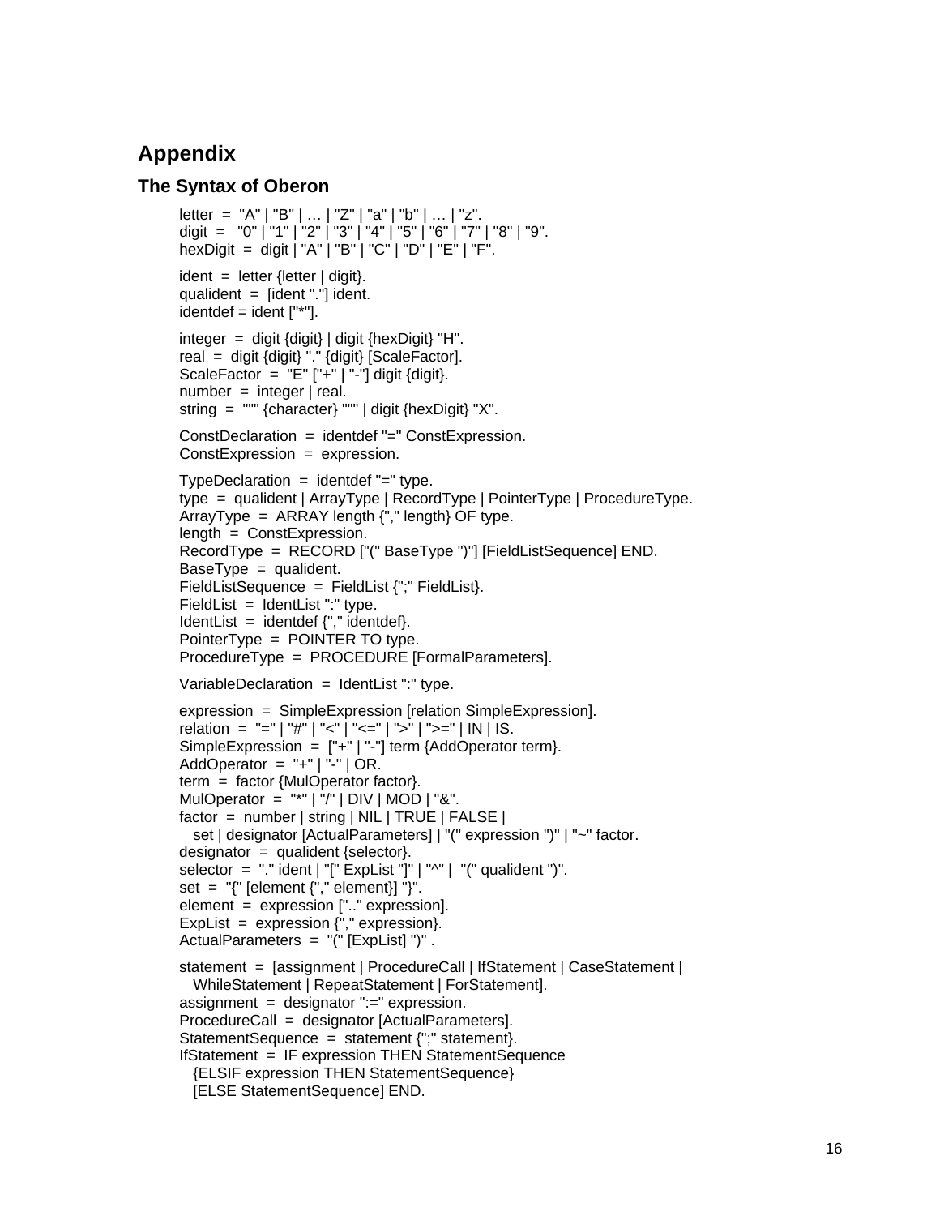# Appendix

## The Syntax of Oberon

```
letter  =  "A" | "B" | … | "Z" | "a" | "b" | … | "z".
digit  =   "0" | "1" | "2" | "3" | "4" | "5" | "6" | "7" | "8" | "9".
hexDigit  =  digit | "A" | "B" | "C" | "D" | "E" | "F".

ident  =  letter {letter | digit}.
qualident  =  [ident "."] ident.
identdef = ident ["*"].

integer  =  digit {digit} | digit {hexDigit} "H".
real  =  digit {digit} "." {digit} [ScaleFactor].
ScaleFactor  =  "E" ["+" | "-"] digit {digit}.
number  =  integer | real.
string  =  """ {character} """ | digit {hexDigit} "X".

ConstDeclaration  =  identdef "=" ConstExpression.
ConstExpression  =  expression.

TypeDeclaration  =  identdef "=" type.
type  =  qualident | ArrayType | RecordType | PointerType | ProcedureType.
ArrayType  =  ARRAY length {"," length} OF type.
length  =  ConstExpression.
RecordType  =  RECORD ["(" BaseType ")"] [FieldListSequence] END.
BaseType  =  qualident.
FieldListSequence  =  FieldList {";" FieldList}.
FieldList  =  IdentList ":" type.
IdentList  =  identdef {"," identdef}.
PointerType  =  POINTER TO type.
ProcedureType  =  PROCEDURE [FormalParameters].

VariableDeclaration  =  IdentList ":" type.

expression  =  SimpleExpression [relation SimpleExpression].
relation  =  "=" | "#" | "<" | "<=" | ">" | ">=" | IN | IS.
SimpleExpression  =  ["+" | "-"] term {AddOperator term}.
AddOperator  =  "+" | "-" | OR.
term  =  factor {MulOperator factor}.
MulOperator  =  "*" | "/" | DIV | MOD | "&".
factor  =  number | string | NIL | TRUE | FALSE |
   set | designator [ActualParameters] | "(" expression ")" | "~" factor.
designator  =  qualident {selector}.
selector  =  "." ident | "[" ExpList "]" | "^" |  "(" qualident ")".
set  =  "{" [element {"," element}] "}".
element  =  expression [".." expression].
ExpList  =  expression {"," expression}.
ActualParameters  =  "(" [ExpList] ")" .

statement  =  [assignment | ProcedureCall | IfStatement | CaseStatement |
   WhileStatement | RepeatStatement | ForStatement].
assignment  =  designator ":=" expression.
ProcedureCall  =  designator [ActualParameters].
StatementSequence  =  statement {";" statement}.
IfStatement  =  IF expression THEN StatementSequence
   {ELSIF expression THEN StatementSequence}
   [ELSE StatementSequence] END.
```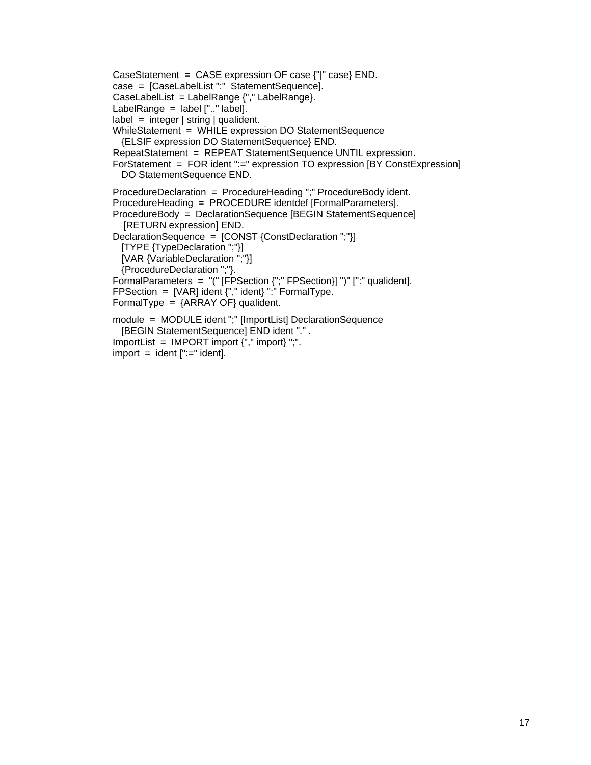```
CaseStatement  =  CASE expression OF case {"|" case} END.
case  =  [CaseLabelList ":"  StatementSequence].
CaseLabelList  = LabelRange {"," LabelRange}.
LabelRange  =  label [".." label].
label  =  integer | string | qualident.
WhileStatement  =  WHILE expression DO StatementSequence
   {ELSIF expression DO StatementSequence} END.
RepeatStatement  =  REPEAT StatementSequence UNTIL expression.
ForStatement  =  FOR ident ":=" expression TO expression [BY ConstExpression]
   DO StatementSequence END.

ProcedureDeclaration  =  ProcedureHeading ";" ProcedureBody ident.
ProcedureHeading  =  PROCEDURE identdef [FormalParameters].
ProcedureBody  =  DeclarationSequence [BEGIN StatementSequence]
    [RETURN expression] END.
DeclarationSequence  =  [CONST {ConstDeclaration ";"}]
   [TYPE {TypeDeclaration ";"}]
   [VAR {VariableDeclaration ";"}]
   {ProcedureDeclaration ";"}.
FormalParameters  =  "(" [FPSection {";" FPSection}] ")" [":" qualident].
FPSection  =  [VAR] ident {"," ident} ":" FormalType.
FormalType  =  {ARRAY OF} qualident.

module  =  MODULE ident ";" [ImportList] DeclarationSequence
   [BEGIN StatementSequence] END ident "." .
ImportList  =  IMPORT import {"," import} ";".
import  =  ident [":=" ident].
```